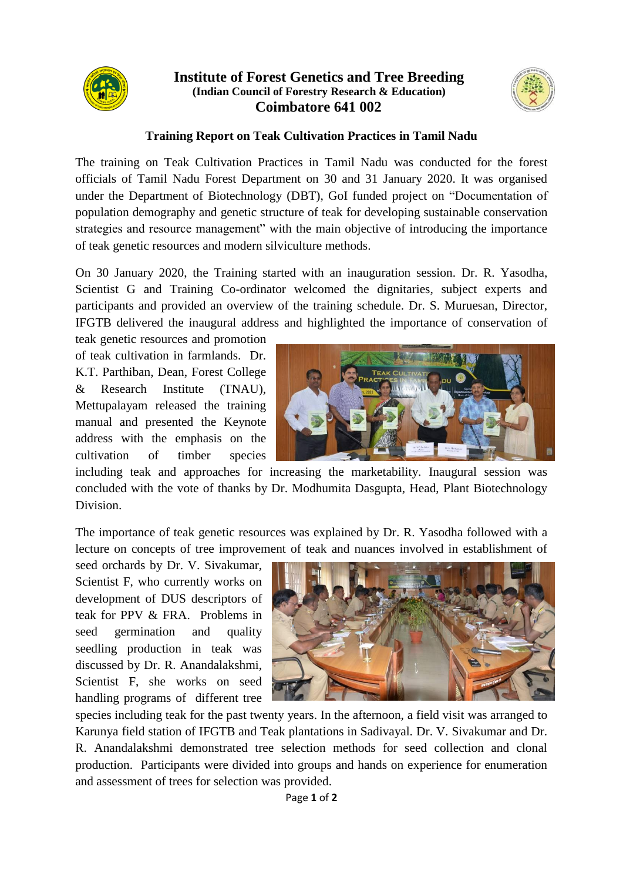# Institute of Forest Genetics and Tree Breeding

**(Indian Council of Forestry Research & Education)**

**Coimbatore 641 002**

## Training Report on Teak Cultivation Practices in Tamil Nadu

The training on Teak Cultivation Practices in Tamil Nadu was conducted for the forest officials of Tamil Nadu Forest Department on 30 and 31 January 2020. It was organised under the Department of Biotechnology (DBT), GoI funded project on "Documentation of population demography and genetic structure of teak for developing sustainable conservation strategies and resource management" with the main objective of introducing the importance of teak genetic resources and modern silviculture methods.

On 30 January 2020, the Training started with an inauguration session. Dr. R. Yasodha, Scientist G and Training Co-ordinator welcomed the dignitaries, subject experts and participants and provided an overview of the training schedule. Dr. S. Muruesan, Director, IFGTB delivered the inaugural address and highlighted the importance of conservation of teak genetic resources and promotion of teak cultivation in farmlands. Dr. K.T. Parthiban, Dean, Forest College & Research Institute (TNAU), Mettupalayam released the training manual and presented the Keynote address with the emphasis on the cultivation of timber species including teak and approaches for increasing the marketability. Inaugural session was concluded with the vote of thanks by Dr. Modhumita Dasgupta, Head, Plant Biotechnology Division.

The importance of teak genetic resources was explained by Dr. R. Yasodha followed with a lecture on concepts of tree improvement of teak and nuances involved in establishment of seed orchards by Dr. V. Sivakumar, Scientist F, who currently works on development of DUS descriptors of teak for PPV & FRA. Problems in seed germination and quality seedling production in teak was discussed by Dr. R. Anandalakshmi, Scientist F, she works on seed handling programs of different tree species including teak for the past twenty years. In the afternoon, a field visit was arranged to Karunya field station of IFGTB and Teak plantations in Sadivayal. Dr. V. Sivakumar and Dr. R. Anandalakshmi demonstrated tree selection methods for seed collection and clonal production. Participants were divided into groups and hands on experience for enumeration and assessment of trees for selection was provided.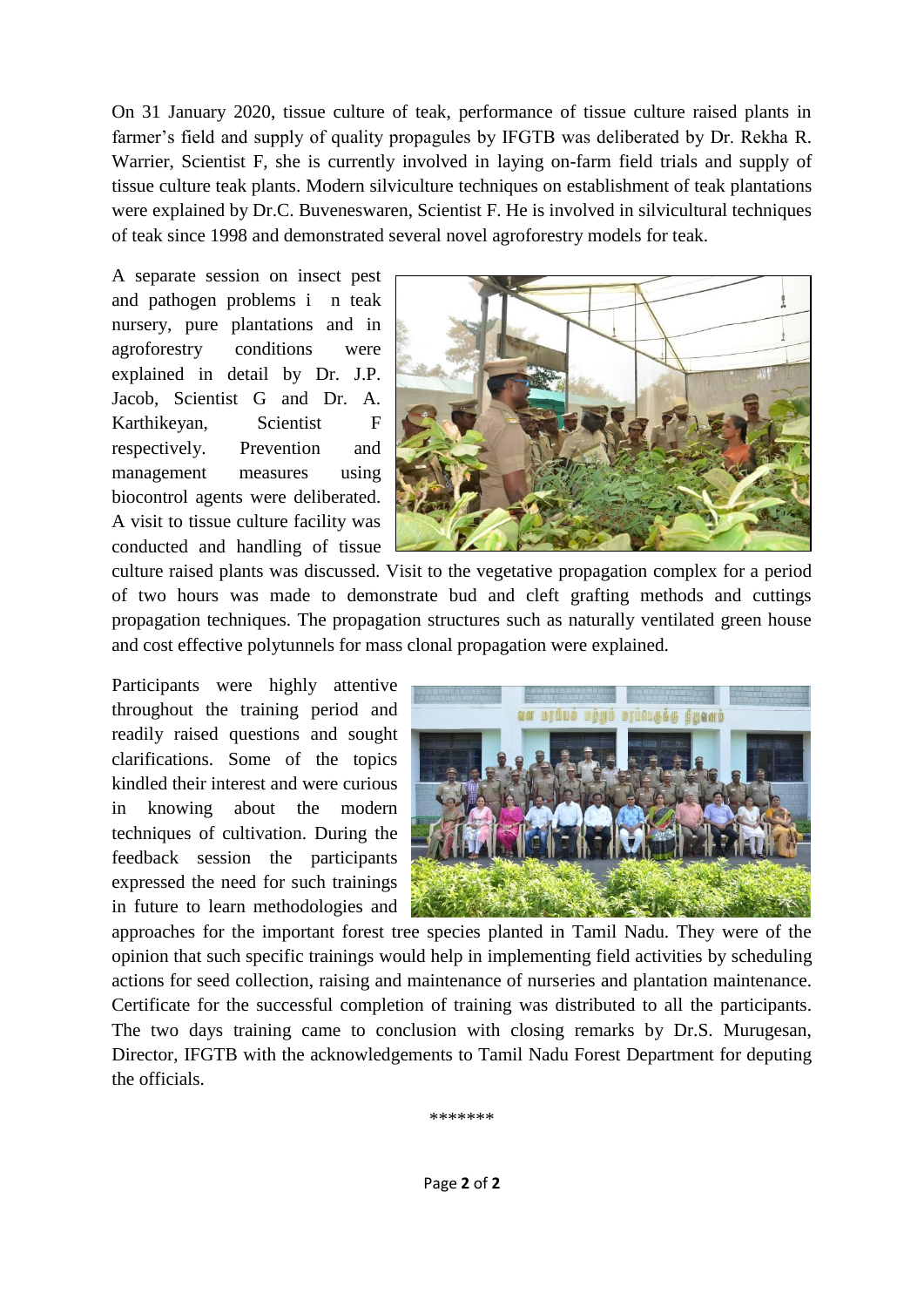On 31 January 2020, tissue culture of teak, performance of tissue culture raised plants in farmer's field and supply of quality propagules by IFGTB was deliberated by Dr. Rekha R. Warrier, Scientist F, she is currently involved in laying on-farm field trials and supply of tissue culture teak plants. Modern silviculture techniques on establishment of teak plantations were explained by Dr.C. Buveneswaren, Scientist F. He is involved in silvicultural techniques of teak since 1998 and demonstrated several novel agroforestry models for teak.

A separate session on insect pest and pathogen problems i n teak nursery, pure plantations and in agroforestry conditions were explained in detail by Dr. J.P. Jacob, Scientist G and Dr. A. Karthikeyan, Scientist F respectively. Prevention and management measures using biocontrol agents were deliberated. A visit to tissue culture facility was conducted and handling of tissue culture raised plants was discussed. Visit to the vegetative propagation complex for a period of two hours was made to demonstrate bud and cleft grafting methods and cuttings propagation techniques. The propagation structures such as naturally ventilated green house and cost effective polytunnels for mass clonal propagation were explained.

Participants were highly attentive throughout the training period and readily raised questions and sought clarifications. Some of the topics kindled their interest and were curious in knowing about the modern techniques of cultivation. During the feedback session the participants expressed the need for such trainings in future to learn methodologies and approaches for the important forest tree species planted in Tamil Nadu. They were of the opinion that such specific trainings would help in implementing field activities by scheduling actions for seed collection, raising and maintenance of nurseries and plantation maintenance. Certificate for the successful completion of training was distributed to all the participants. The two days training came to conclusion with closing remarks by Dr.S. Murugesan, Director, IFGTB with the acknowledgements to Tamil Nadu Forest Department for deputing the officials.

*******